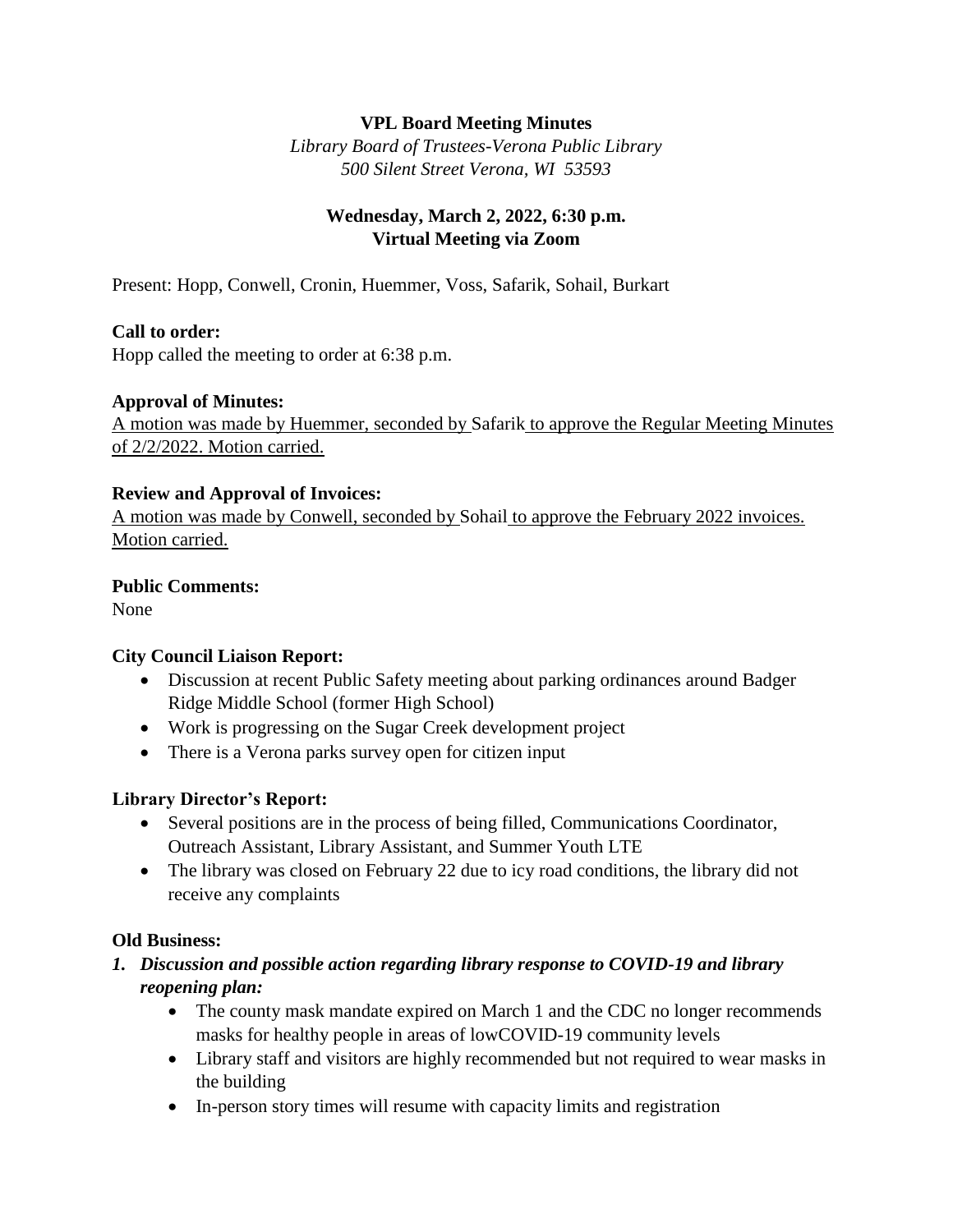# VPL Board Meeting Minutes

*Library Board of Trustees-Verona Public Library*
*500 Silent Street Verona, WI 53593*

**Wednesday, March 2, 2022, 6:30 p.m.**
**Virtual Meeting via Zoom**

Present: Hopp, Conwell, Cronin, Huemmer, Voss, Safarik, Sohail, Burkart

**Call to order:**
Hopp called the meeting to order at 6:38 p.m.

**Approval of Minutes:**
A motion was made by Huemmer, seconded by Safarik to approve the Regular Meeting Minutes of 2/2/2022. Motion carried.

**Review and Approval of Invoices:**
A motion was made by Conwell, seconded by Sohail to approve the February 2022 invoices. Motion carried.

**Public Comments:**
None

**City Council Liaison Report:**

- Discussion at recent Public Safety meeting about parking ordinances around Badger Ridge Middle School (former High School)
- Work is progressing on the Sugar Creek development project
- There is a Verona parks survey open for citizen input

**Library Director's Report:**

- Several positions are in the process of being filled, Communications Coordinator, Outreach Assistant, Library Assistant, and Summer Youth LTE
- The library was closed on February 22 due to icy road conditions, the library did not receive any complaints

**Old Business:**

1. ***Discussion and possible action regarding library response to COVID-19 and library reopening plan:***
   - The county mask mandate expired on March 1 and the CDC no longer recommends masks for healthy people in areas of lowCOVID-19 community levels
   - Library staff and visitors are highly recommended but not required to wear masks in the building
   - In-person story times will resume with capacity limits and registration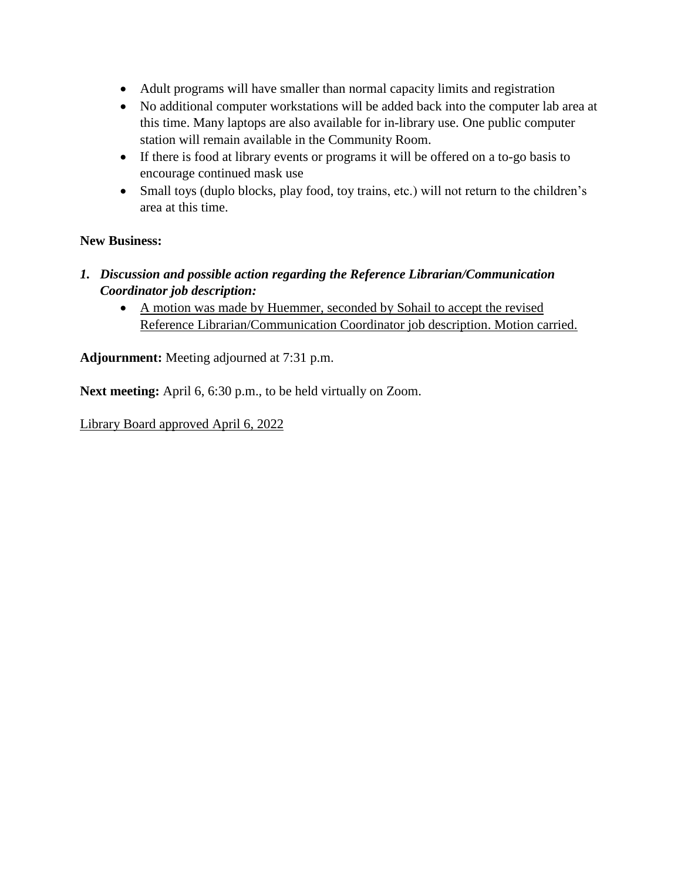- Adult programs will have smaller than normal capacity limits and registration
- No additional computer workstations will be added back into the computer lab area at this time. Many laptops are also available for in-library use. One public computer station will remain available in the Community Room.
- If there is food at library events or programs it will be offered on a to-go basis to encourage continued mask use
- Small toys (duplo blocks, play food, toy trains, etc.) will not return to the children's area at this time.

**New Business:**

1. ***Discussion and possible action regarding the Reference Librarian/Communication Coordinator job description:***
   - <u>A motion was made by Huemmer, seconded by Sohail to accept the revised Reference Librarian/Communication Coordinator job description. Motion carried.</u>

**Adjournment:** Meeting adjourned at 7:31 p.m.

**Next meeting:** April 6, 6:30 p.m., to be held virtually on Zoom.

<u>Library Board approved April 6, 2022</u>